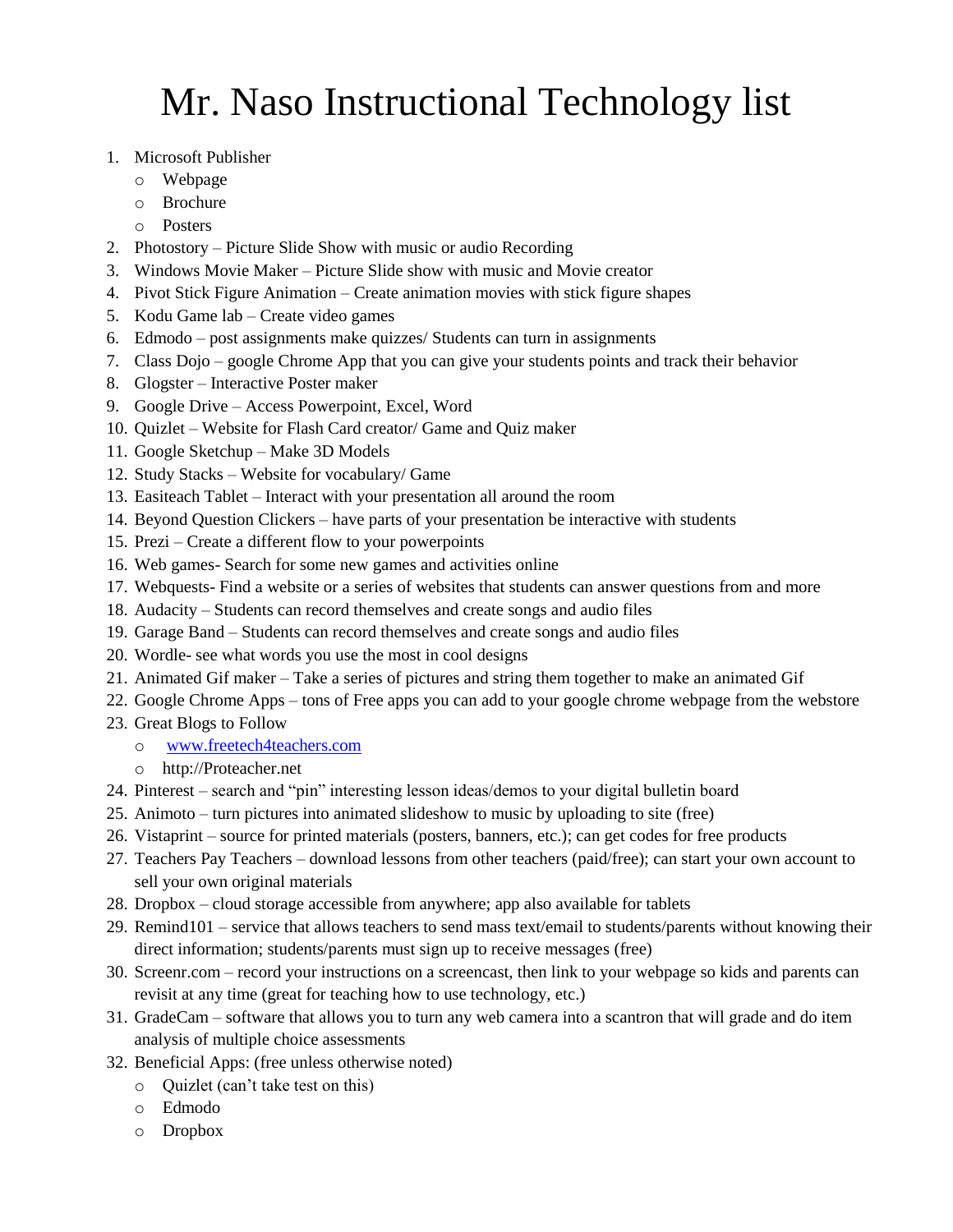# Mr. Naso Instructional Technology list

1. Microsoft Publisher
   - Webpage
   - Brochure
   - Posters
2. Photostory – Picture Slide Show with music or audio Recording
3. Windows Movie Maker – Picture Slide show with music and Movie creator
4. Pivot Stick Figure Animation – Create animation movies with stick figure shapes
5. Kodu Game lab – Create video games
6. Edmodo – post assignments make quizzes/ Students can turn in assignments
7. Class Dojo – google Chrome App that you can give your students points and track their behavior
8. Glogster – Interactive Poster maker
9. Google Drive – Access Powerpoint, Excel, Word
10. Quizlet – Website for Flash Card creator/ Game and Quiz maker
11. Google Sketchup – Make 3D Models
12. Study Stacks – Website for vocabulary/ Game
13. Easiteach Tablet – Interact with your presentation all around the room
14. Beyond Question Clickers – have parts of your presentation be interactive with students
15. Prezi – Create a different flow to your powerpoints
16. Web games- Search for some new games and activities online
17. Webquests- Find a website or a series of websites that students can answer questions from and more
18. Audacity – Students can record themselves and create songs and audio files
19. Garage Band – Students can record themselves and create songs and audio files
20. Wordle- see what words you use the most in cool designs
21. Animated Gif maker – Take a series of pictures and string them together to make an animated Gif
22. Google Chrome Apps – tons of Free apps you can add to your google chrome webpage from the webstore
23. Great Blogs to Follow
    - [www.freetech4teachers.com](www.freetech4teachers.com)
    - http://Proteacher.net
24. Pinterest – search and "pin" interesting lesson ideas/demos to your digital bulletin board
25. Animoto – turn pictures into animated slideshow to music by uploading to site (free)
26. Vistaprint – source for printed materials (posters, banners, etc.); can get codes for free products
27. Teachers Pay Teachers – download lessons from other teachers (paid/free); can start your own account to sell your own original materials
28. Dropbox – cloud storage accessible from anywhere; app also available for tablets
29. Remind101 – service that allows teachers to send mass text/email to students/parents without knowing their direct information; students/parents must sign up to receive messages (free)
30. Screenr.com – record your instructions on a screencast, then link to your webpage so kids and parents can revisit at any time (great for teaching how to use technology, etc.)
31. GradeCam – software that allows you to turn any web camera into a scantron that will grade and do item analysis of multiple choice assessments
32. Beneficial Apps: (free unless otherwise noted)
    - Quizlet (can't take test on this)
    - Edmodo
    - Dropbox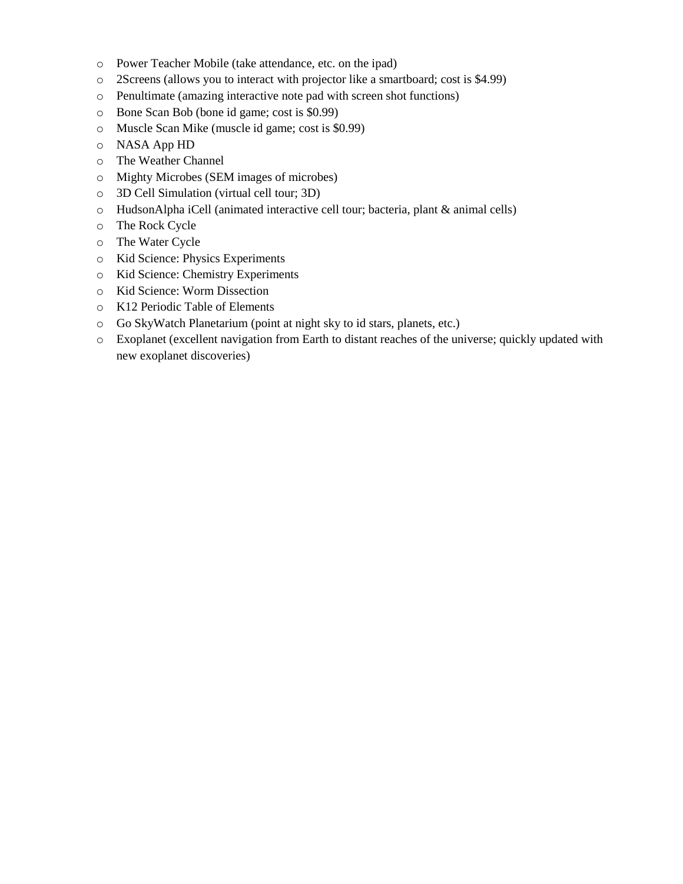- Power Teacher Mobile (take attendance, etc. on the ipad)
- 2Screens (allows you to interact with projector like a smartboard; cost is $4.99)
- Penultimate (amazing interactive note pad with screen shot functions)
- Bone Scan Bob (bone id game; cost is $0.99)
- Muscle Scan Mike (muscle id game; cost is $0.99)
- NASA App HD
- The Weather Channel
- Mighty Microbes (SEM images of microbes)
- 3D Cell Simulation (virtual cell tour; 3D)
- HudsonAlpha iCell (animated interactive cell tour; bacteria, plant & animal cells)
- The Rock Cycle
- The Water Cycle
- Kid Science: Physics Experiments
- Kid Science: Chemistry Experiments
- Kid Science: Worm Dissection
- K12 Periodic Table of Elements
- Go SkyWatch Planetarium (point at night sky to id stars, planets, etc.)
- Exoplanet (excellent navigation from Earth to distant reaches of the universe; quickly updated with new exoplanet discoveries)